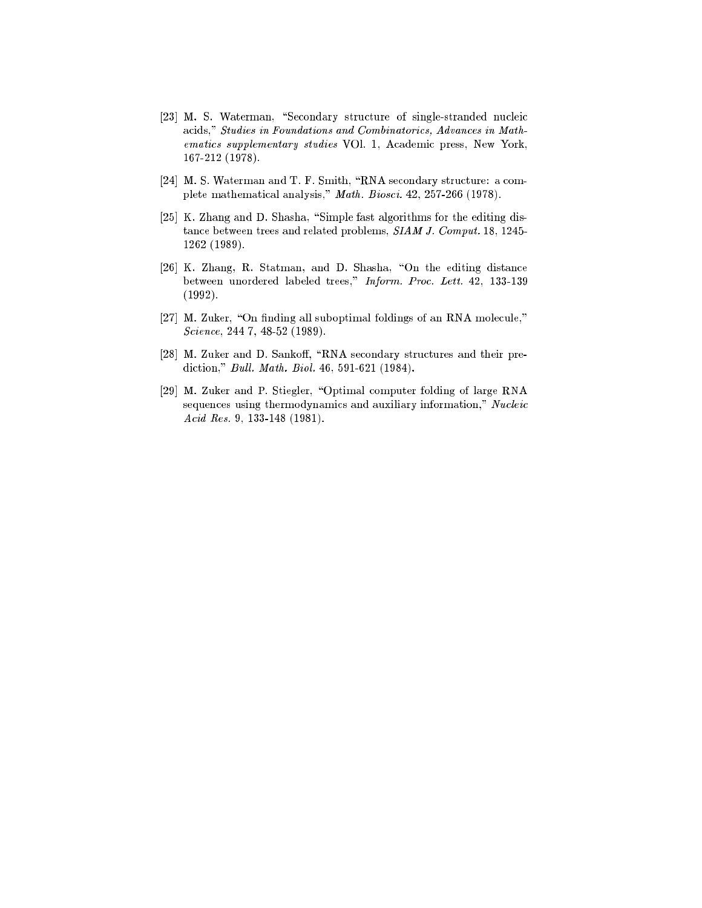[23] M. S. Waterman, "Secondary structure of single-stranded nucleic acids," *Studies in Foundations and Combinatorics, Advances in Mathematics supplementary studies* VOl. 1, Academic press, New York, 167-212 (1978).

[24] M. S. Waterman and T. F. Smith, "RNA secondary structure: a complete mathematical analysis," *Math. Biosci.* 42, 257-266 (1978).

[25] K. Zhang and D. Shasha, "Simple fast algorithms for the editing distance between trees and related problems, *SIAM J. Comput.* 18, 1245-1262 (1989).

[26] K. Zhang, R. Statman, and D. Shasha, "On the editing distance between unordered labeled trees," *Inform. Proc. Lett.* 42, 133-139 (1992).

[27] M. Zuker, "On finding all suboptimal foldings of an RNA molecule," *Science*, 244 7, 48-52 (1989).

[28] M. Zuker and D. Sankoff, "RNA secondary structures and their prediction," *Bull. Math. Biol.* 46, 591-621 (1984).

[29] M. Zuker and P. Stiegler, "Optimal computer folding of large RNA sequences using thermodynamics and auxiliary information," *Nucleic Acid Res.* 9, 133-148 (1981).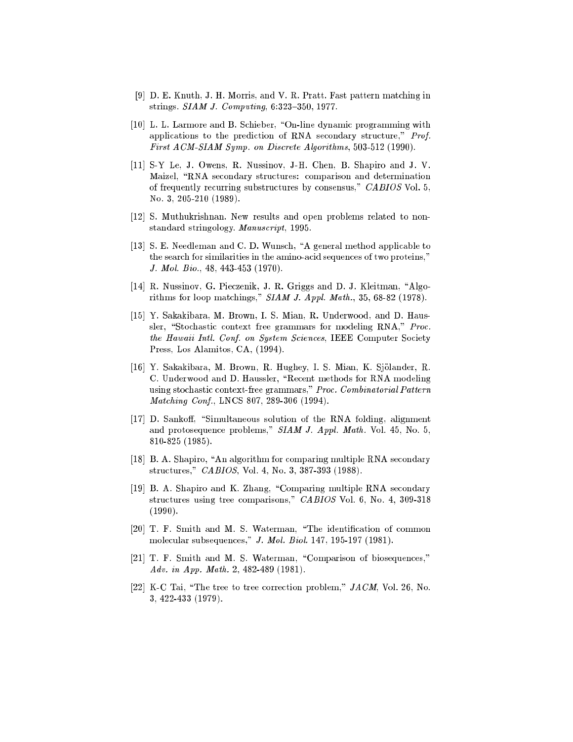[9] D. E. Knuth, J. H. Morris, and V. R. Pratt. Fast pattern matching in strings. *SIAM J. Computing*, 6:323–350, 1977.

[10] L. L. Larmore and B. Schieber, "On-line dynamic programming with applications to the prediction of RNA secondary structure," *Prof. First ACM-SIAM Symp. on Discrete Algorithms*, 503-512 (1990).

[11] S-Y Le, J. Owens, R. Nussinov, J-H. Chen, B. Shapiro and J. V. Maizel, "RNA secondary structures: comparison and determination of frequently recurring substructures by consensus," *CABIOS* Vol. 5, No. 3, 205-210 (1989).

[12] S. Muthukrishnan. New results and open problems related to non-standard stringology. *Manuscript*, 1995.

[13] S. E. Needleman and C. D. Wunsch, "A general method applicable to the search for similarities in the amino-acid sequences of two proteins," *J. Mol. Bio.*, 48, 443-453 (1970).

[14] R. Nussinov, G. Pieczenik, J. R. Griggs and D. J. Kleitman, "Algorithms for loop matchings," *SIAM J. Appl. Math.*, 35, 68-82 (1978).

[15] Y. Sakakibara, M. Brown, I. S. Mian, R. Underwood, and D. Haussler, "Stochastic context free grammars for modeling RNA," *Proc. the Hawaii Intl. Conf. on System Sciences*, IEEE Computer Society Press, Los Alamitos, CA, (1994).

[16] Y. Sakakibara, M. Brown, R. Hughey, I. S. Mian, K. Sjölander, R. C. Underwood and D. Haussler, "Recent methods for RNA modeling using stochastic context-free grammars," *Proc. Combinatorial Pattern Matching Conf.*, LNCS 807, 289-306 (1994).

[17] D. Sankoff, "Simultaneous solution of the RNA folding, alignment and protosequence problems," *SIAM J. Appl. Math.* Vol. 45, No. 5, 810-825 (1985).

[18] B. A. Shapiro, "An algorithm for comparing multiple RNA secondary structures," *CABIOS*, Vol. 4, No. 3, 387-393 (1988).

[19] B. A. Shapiro and K. Zhang, "Comparing multiple RNA secondary structures using tree comparisons," *CABIOS* Vol. 6, No. 4, 309-318 (1990).

[20] T. F. Smith and M. S. Waterman, "The identification of common molecular subsequences," *J. Mol. Biol.* 147, 195-197 (1981).

[21] T. F. Smith and M. S. Waterman, "Comparison of biosequences," *Adv. in App. Math.* 2, 482-489 (1981).

[22] K-C Tai, "The tree to tree correction problem," *JACM*, Vol. 26, No. 3, 422-433 (1979).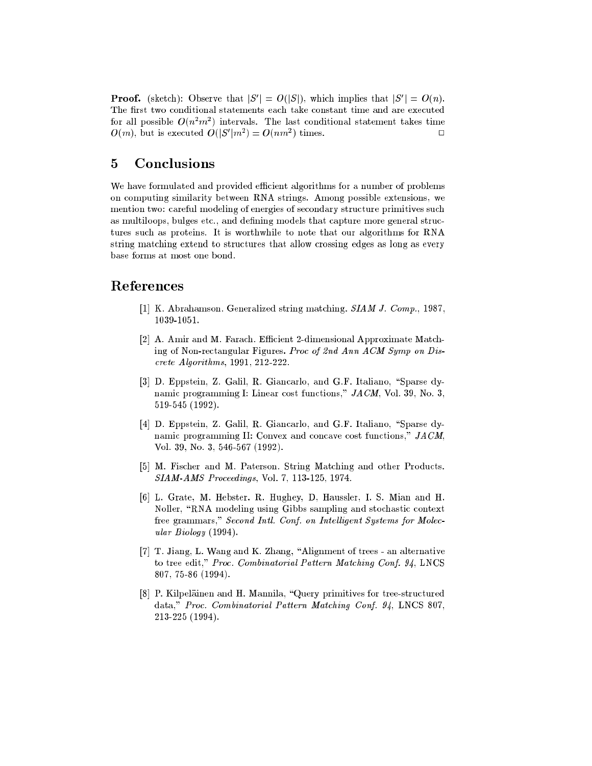**Proof.** (sketch): Observe that $|S'| = O(|S|)$, which implies that $|S'| = O(n)$. The first two conditional statements each take constant time and are executed for all possible $O(n^2m^2)$ intervals. The last conditional statement takes time $O(m)$, but is executed $O(|S'|m^2) = O(nm^2)$ times. □

## 5 Conclusions

We have formulated and provided efficient algorithms for a number of problems on computing similarity between RNA strings. Among possible extensions, we mention two: careful modeling of energies of secondary structure primitives such as multiloops, bulges etc., and defining models that capture more general structures such as proteins. It is worthwhile to note that our algorithms for RNA string matching extend to structures that allow crossing edges as long as every base forms at most one bond.

## References

[1] K. Abrahamson. Generalized string matching. *SIAM J. Comp.*, 1987, 1039-1051.

[2] A. Amir and M. Farach. Efficient 2-dimensional Approximate Matching of Non-rectangular Figures. *Proc of 2nd Ann ACM Symp on Discrete Algorithms*, 1991, 212-222.

[3] D. Eppstein, Z. Galil, R. Giancarlo, and G.F. Italiano, "Sparse dynamic programming I: Linear cost functions," *JACM*, Vol. 39, No. 3, 519-545 (1992).

[4] D. Eppstein, Z. Galil, R. Giancarlo, and G.F. Italiano, "Sparse dynamic programming II: Convex and concave cost functions," *JACM*, Vol. 39, No. 3, 546-567 (1992).

[5] M. Fischer and M. Paterson. String Matching and other Products. *SIAM-AMS Proceedings*, Vol. 7, 113-125, 1974.

[6] L. Grate, M. Hebster. R. Hughey, D, Haussler, I. S. Mian and H. Noller, "RNA modeling using Gibbs sampling and stochastic context free grammars," *Second Intl. Conf. on Intelligent Systems for Molecular Biology* (1994).

[7] T. Jiang, L. Wang and K. Zhang, "Alignment of trees - an alternative to tree edit," *Proc. Combinatorial Pattern Matching Conf. 94*, LNCS 807, 75-86 (1994).

[8] P. Kilpeläinen and H. Mannila, "Query primitives for tree-structured data," *Proc. Combinatorial Pattern Matching Conf. 94*, LNCS 807, 213-225 (1994).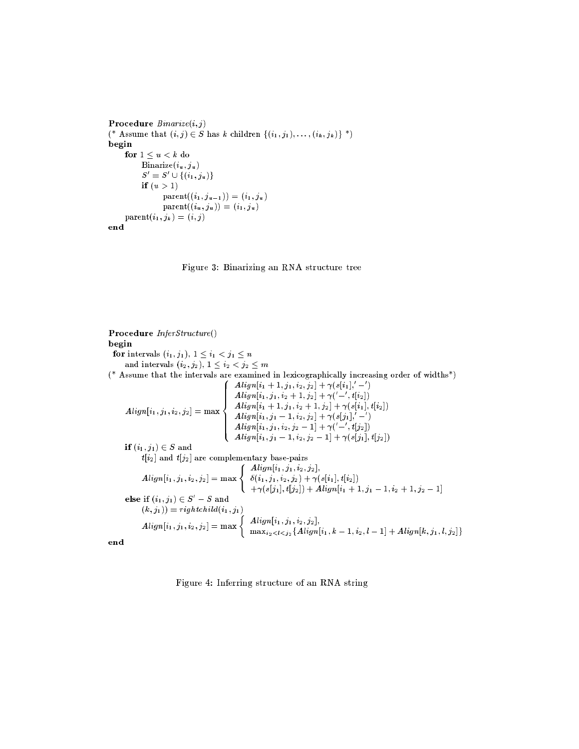```
Procedure Binarize(i, j)
(* Assume that (i, j) ∈ S has k children {(i_1, j_1), ..., (i_k, j_k)} *)
begin
    for 1 ≤ u < k do
        Binarize(i_u, j_u)
        S' = S' ∪ {(i_1, j_u)}
        if (u > 1)
            parent((i_1, j_{u-1})) = (i_1, j_u)
            parent((i_u, j_u)) = (i_1, j_u)
    parent(i_1, j_k) = (i, j)
end
```

Figure 3: Binarizing an RNA structure tree

**Procedure** *InferStructure*()
**begin**
 **for** intervals $(i_1, j_1)$, $1 \leq i_1 < j_1 \leq n$
  and intervals $(i_2, j_2)$, $1 \leq i_2 < j_2 \leq m$
(* Assume that the intervals are examined in lexicographically increasing order of widths*)

$$Align[i_1, j_1, i_2, j_2] = \max \begin{cases} Align[i_1+1, j_1, i_2, j_2] + \gamma(s[i_1], '-') \\ Align[i_1, j_1, i_2+1, j_2] + \gamma('-', t[i_2]) \\ Align[i_1+1, j_1, i_2+1, j_2] + \gamma(s[i_1], t[i_2]) \\ Align[i_1, j_1-1, i_2, j_2] + \gamma(s[j_1], '-') \\ Align[i_1, j_1, i_2, j_2-1] + \gamma('-', t[j_2]) \\ Align[i_1, j_1-1, i_2, j_2-1] + \gamma(s[j_1], t[j_2]) \end{cases}$$

  **if** $(i_1, j_1) \in S$ and
   $t[i_2]$ and $t[j_2]$ are complementary base-pairs

$$Align[i_1, j_1, i_2, j_2] = \max \begin{cases} Align[i_1, j_1, i_2, j_2], \\ \delta(i_1, j_1, i_2, j_2) + \gamma(s[i_1], t[i_2]) \\ +\gamma(s[j_1], t[j_2]) + Align[i_1+1, j_1-1, i_2+1, j_2-1] \end{cases}$$

  **else if** $(i_1, j_1) \in S' - S$ and
   $(k, j_1)) = rightchild(i_1, j_1)$

$$Align[i_1, j_1, i_2, j_2] = \max \begin{cases} Align[i_1, j_1, i_2, j_2], \\ \max_{i_2 < l < j_2}\{Align[i_1, k-1, i_2, l-1] + Align[k, j_1, l, j_2]\} \end{cases}$$

**end**

Figure 4: Inferring structure of an RNA string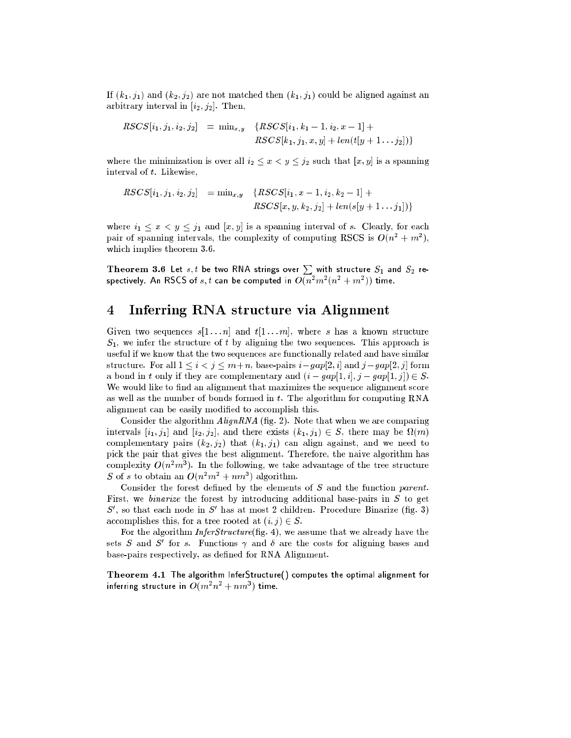If $(k_1, j_1)$ and $(k_2, j_2)$ are not matched then $(k_1, j_1)$ could be aligned against an arbitrary interval in $[i_2, j_2]$. Then,

$$RSCS[i_1, j_1, i_2, j_2] = \min_{x,y} \{RSCS[i_1, k_1 - 1, i_2, x - 1] + RSCS[k_1, j_1, x, y] + len(t[y + 1 \ldots j_2])\}$$

where the minimization is over all $i_2 \leq x < y \leq j_2$ such that $[x, y]$ is a spanning interval of $t$. Likewise,

$$RSCS[i_1, j_1, i_2, j_2] = \min_{x,y} \{RSCS[i_1, x - 1, i_2, k_2 - 1] + RSCS[x, y, k_2, j_2] + len(s[y + 1 \ldots j_1])\}$$

where $i_1 \leq x < y \leq j_1$ and $[x, y]$ is a spanning interval of $s$. Clearly, for each pair of spanning intervals, the complexity of computing RSCS is $O(n^2 + m^2)$, which implies theorem 3.6.

**Theorem 3.6** Let $s, t$ be two RNA strings over $\sum$ with structure $S_1$ and $S_2$ respectively. An RSCS of $s, t$ can be computed in $O(n^2 m^2 (n^2 + m^2))$ time.

# 4 Inferring RNA structure via Alignment

Given two sequences $s[1 \ldots n]$ and $t[1 \ldots m]$, where $s$ has a known structure $S_1$, we infer the structure of $t$ by aligning the two sequences. This approach is useful if we know that the two sequences are functionally related and have similar structure. For all $1 \leq i < j \leq m+n$, base-pairs $i - gap[2, i]$ and $j - gap[2, j]$ form a bond in $t$ only if they are complementary and $(i - gap[1, i], j - gap[1, j]) \in S$. We would like to find an alignment that maximizes the sequence alignment score as well as the number of bonds formed in $t$. The algorithm for computing RNA alignment can be easily modified to accomplish this.

Consider the algorithm *AlignRNA* (fig. 2). Note that when we are comparing intervals $[i_1, j_1]$ and $[i_2, j_2]$, and there exists $(k_1, j_1) \in S$, there may be $\Omega(m)$ complementary pairs $(k_2, j_2)$ that $(k_1, j_1)$ can align against, and we need to pick the pair that gives the best alignment. Therefore, the naive algorithm has complexity $O(n^2 m^3)$. In the following, we take advantage of the tree structure $S$ of $s$ to obtain an $O(n^2 m^2 + nm^3)$ algorithm.

Consider the forest defined by the elements of $S$ and the function *parent*. First, we *binarize* the forest by introducing additional base-pairs in $S$ to get $S'$, so that each node in $S'$ has at most 2 children. Procedure Binarize (fig. 3) accomplishes this, for a tree rooted at $(i, j) \in S$.

For the algorithm *InferStructure*(fig. 4), we assume that we already have the sets $S$ and $S'$ for $s$. Functions $\gamma$ and $\delta$ are the costs for aligning bases and base-pairs respectively, as defined for RNA Alignment.

**Theorem 4.1** The algorithm InferStructure() computes the optimal alignment for inferring structure in $O(m^2 n^2 + nm^3)$ time.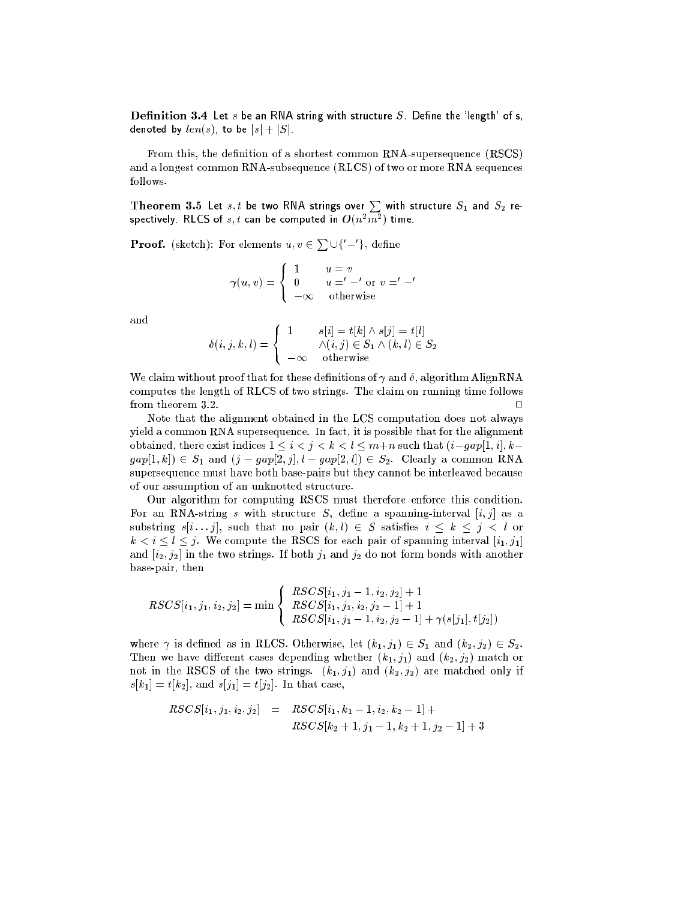**Definition 3.4** Let $s$ be an RNA string with structure $S$. Define the 'length' of s, denoted by $len(s)$, to be $|s| + |S|$.

From this, the definition of a shortest common RNA-supersequence (RSCS) and a longest common RNA-subsequence (RLCS) of two or more RNA sequences follows.

**Theorem 3.5** Let $s, t$ be two RNA strings over $\sum$ with structure $S_1$ and $S_2$ respectively. RLCS of $s, t$ can be computed in $O(n^2m^2)$ time.

**Proof.** (sketch): For elements $u, v \in \sum \cup \{'-'\}$, define

$$\gamma(u, v) = \begin{cases} 1 & u = v \\ 0 & u =' -' \text{ or } v =' -' \\ -\infty & \text{otherwise} \end{cases}$$

and

$$\delta(i, j, k, l) = \begin{cases} 1 & s[i] = t[k] \wedge s[j] = t[l] \\ & \wedge (i, j) \in S_1 \wedge (k, l) \in S_2 \\ -\infty & \text{otherwise} \end{cases}$$

We claim without proof that for these definitions of $\gamma$ and $\delta$, algorithm AlignRNA computes the length of RLCS of two strings. The claim on running time follows from theorem 3.2. □

Note that the alignment obtained in the LCS computation does not always yield a common RNA supersequence. In fact, it is possible that for the alignment obtained, there exist indices $1 \leq i < j < k < l \leq m+n$ such that $(i - gap[1, i], k - gap[1, k]) \in S_1$ and $(j - gap[2, j], l - gap[2, l]) \in S_2$. Clearly a common RNA supersequence must have both base-pairs but they cannot be interleaved because of our assumption of an unknotted structure.

Our algorithm for computing RSCS must therefore enforce this condition. For an RNA-string $s$ with structure $S$, define a spanning-interval $[i, j]$ as a substring $s[i \ldots j]$, such that no pair $(k, l) \in S$ satisfies $i \leq k \leq j < l$ or $k < i \leq l \leq j$. We compute the RSCS for each pair of spanning interval $[i_1, j_1]$ and $[i_2, j_2]$ in the two strings. If both $j_1$ and $j_2$ do not form bonds with another base-pair, then

$$RSCS[i_1, j_1, i_2, j_2] = \min \begin{cases} RSCS[i_1, j_1 - 1, i_2, j_2] + 1 \\ RSCS[i_1, j_1, i_2, j_2 - 1] + 1 \\ RSCS[i_1, j_1 - 1, i_2, j_2 - 1] + \gamma(s[j_1], t[j_2]) \end{cases}$$

where $\gamma$ is defined as in RLCS. Otherwise, let $(k_1, j_1) \in S_1$ and $(k_2, j_2) \in S_2$. Then we have different cases depending whether $(k_1, j_1)$ and $(k_2, j_2)$ match or not in the RSCS of the two strings. $(k_1, j_1)$ and $(k_2, j_2)$ are matched only if $s[k_1] = t[k_2]$, and $s[j_1] = t[j_2]$. In that case,

$$\begin{aligned} RSCS[i_1, j_1, i_2, j_2] \quad = \quad & RSCS[i_1, k_1 - 1, i_2, k_2 - 1] + \\ & RSCS[k_2 + 1, j_1 - 1, k_2 + 1, j_2 - 1] + 3 \end{aligned}$$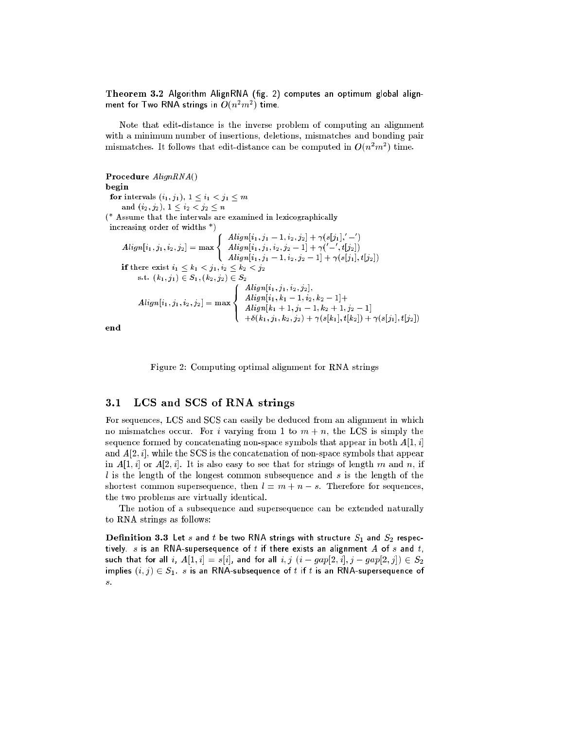**Theorem 3.2** Algorithm AlignRNA (fig. 2) computes an optimum global alignment for Two RNA strings in $O(n^2m^2)$ time.

Note that edit-distance is the inverse problem of computing an alignment with a minimum number of insertions, deletions, mismatches and bonding pair mismatches. It follows that edit-distance can be computed in $O(n^2m^2)$ time.

**Procedure** *AlignRNA*()
**begin**
 **for** intervals $(i_1, j_1)$, $1 \leq i_1 < j_1 \leq m$
  and $(i_2, j_2)$, $1 \leq i_2 < j_2 \leq n$
(* Assume that the intervals are examined in lexicographically
 increasing order of widths *)

$$Align[i_1, j_1, i_2, j_2] = \max \begin{cases} Align[i_1, j_1 - 1, i_2, j_2] + \gamma(s[j_1], '-') \\ Align[i_1, j_1, i_2, j_2 - 1] + \gamma('-', t[j_2]) \\ Align[i_1, j_1 - 1, i_2, j_2 - 1] + \gamma(s[j_1], t[j_2]) \end{cases}$$

 **if** there exist $i_1 \leq k_1 < j_1, i_2 \leq k_2 < j_2$
  s.t. $(k_1, j_1) \in S_1, (k_2, j_2) \in S_2$

$$Align[i_1, j_1, i_2, j_2] = \max \begin{cases} Align[i_1, j_1, i_2, j_2], \\ Align[i_1, k_1 - 1, i_2, k_2 - 1] + \\ Align[k_1 + 1, j_1 - 1, k_2 + 1, j_2 - 1] \\ +\delta(k_1, j_1, k_2, j_2) + \gamma(s[k_1], t[k_2]) + \gamma(s[j_1], t[j_2]) \end{cases}$$

**end**

Figure 2: Computing optimal alignment for RNA strings

## 3.1 LCS and SCS of RNA strings

For sequences, LCS and SCS can easily be deduced from an alignment in which no mismatches occur. For $i$ varying from 1 to $m + n$, the LCS is simply the sequence formed by concatenating non-space symbols that appear in both $A[1, i]$ and $A[2, i]$, while the SCS is the concatenation of non-space symbols that appear in $A[1, i]$ or $A[2, i]$. It is also easy to see that for strings of length $m$ and $n$, if $l$ is the length of the longest common subsequence and $s$ is the length of the shortest common supersequence, then $l = m + n - s$. Therefore for sequences, the two problems are virtually identical.

The notion of a subsequence and supersequence can be extended naturally to RNA strings as follows:

**Definition 3.3** Let $s$ and $t$ be two RNA strings with structure $S_1$ and $S_2$ respectively. $s$ is an RNA-supersequence of $t$ if there exists an alignment $A$ of $s$ and $t$, such that for all $i$, $A[1, i] = s[i]$, and for all $i, j$ $(i - gap[2, i], j - gap[2, j]) \in S_2$ implies $(i, j) \in S_1$. $s$ is an RNA-subsequence of $t$ if $t$ is an RNA-supersequence of $s$.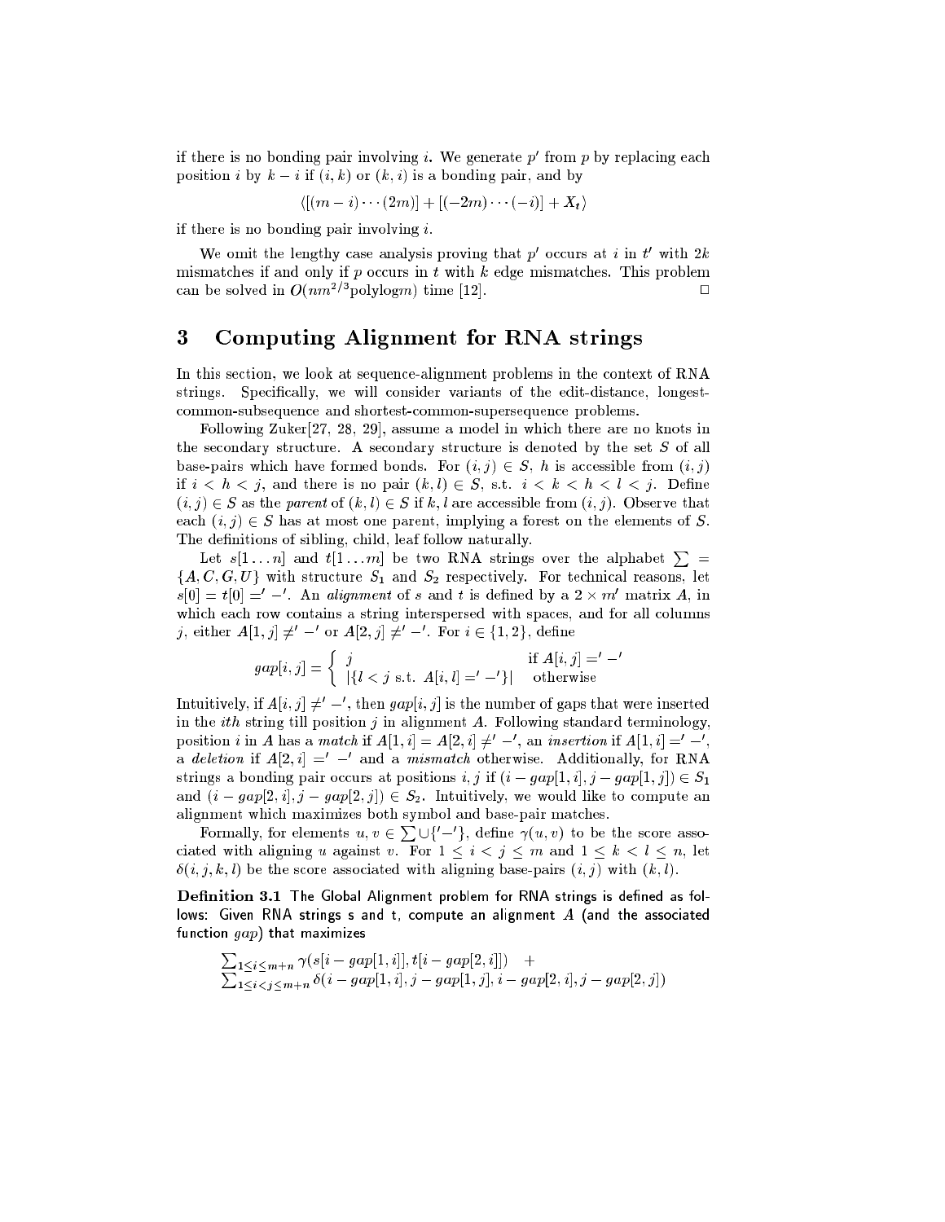if there is no bonding pair involving $i$. We generate $p'$ from $p$ by replacing each position $i$ by $k - i$ if $(i, k)$ or $(k, i)$ is a bonding pair, and by

$$\langle [(m-i) \cdots (2m)] + [(-2m) \cdots (-i)] + X_t \rangle$$

if there is no bonding pair involving $i$.

We omit the lengthy case analysis proving that $p'$ occurs at $i$ in $t'$ with $2k$ mismatches if and only if $p$ occurs in $t$ with $k$ edge mismatches. This problem can be solved in $O(nm^{2/3}\text{polylog}m)$ time [12]. □

## 3 Computing Alignment for RNA strings

In this section, we look at sequence-alignment problems in the context of RNA strings. Specifically, we will consider variants of the edit-distance, longest-common-subsequence and shortest-common-supersequence problems.

Following Zuker[27, 28, 29], assume a model in which there are no knots in the secondary structure. A secondary structure is denoted by the set $S$ of all base-pairs which have formed bonds. For $(i, j) \in S$, $h$ is accessible from $(i, j)$ if $i < h < j$, and there is no pair $(k, l) \in S$, s.t. $i < k < h < l < j$. Define $(i, j) \in S$ as the *parent* of $(k, l) \in S$ if $k, l$ are accessible from $(i, j)$. Observe that each $(i, j) \in S$ has at most one parent, implying a forest on the elements of $S$. The definitions of sibling, child, leaf follow naturally.

Let $s[1 \ldots n]$ and $t[1 \ldots m]$ be two RNA strings over the alphabet $\sum = \{A, C, G, U\}$ with structure $S_1$ and $S_2$ respectively. For technical reasons, let $s[0] = t[0] =' -'$. An *alignment* of $s$ and $t$ is defined by a $2 \times m'$ matrix $A$, in which each row contains a string interspersed with spaces, and for all columns $j$, either $A[1, j] \neq' -'$ or $A[2, j] \neq' -'$. For $i \in \{1, 2\}$, define

$$gap[i, j] = \begin{cases} j & \text{if } A[i, j] =' -' \\ |\{l < j \text{ s.t. } A[i, l] =' -'\}| & \text{otherwise} \end{cases}$$

Intuitively, if $A[i, j] \neq' -'$, then $gap[i, j]$ is the number of gaps that were inserted in the *ith* string till position $j$ in alignment $A$. Following standard terminology, position $i$ in $A$ has a *match* if $A[1, i] = A[2, i] \neq' -'$, an *insertion* if $A[1, i] =' -'$, a *deletion* if $A[2, i] =' -'$ and a *mismatch* otherwise. Additionally, for RNA strings a bonding pair occurs at positions $i, j$ if $(i - gap[1, i], j - gap[1, j]) \in S_1$ and $(i - gap[2, i], j - gap[2, j]) \in S_2$. Intuitively, we would like to compute an alignment which maximizes both symbol and base-pair matches.

Formally, for elements $u, v \in \sum \cup \{' -'\}$, define $\gamma(u, v)$ to be the score associated with aligning $u$ against $v$. For $1 \leq i < j \leq m$ and $1 \leq k < l \leq n$, let $\delta(i, j, k, l)$ be the score associated with aligning base-pairs $(i, j)$ with $(k, l)$.

**Definition 3.1** The Global Alignment problem for RNA strings is defined as follows: Given RNA strings s and t, compute an alignment $A$ (and the associated function $gap$) that maximizes

$$\sum_{1 \leq i \leq m+n} \gamma(s[i - gap[1, i]], t[i - gap[2, i]]) \quad + \\ \sum_{1 \leq i < j \leq m+n} \delta(i - gap[1, i], j - gap[1, j], i - gap[2, i], j - gap[2, j])$$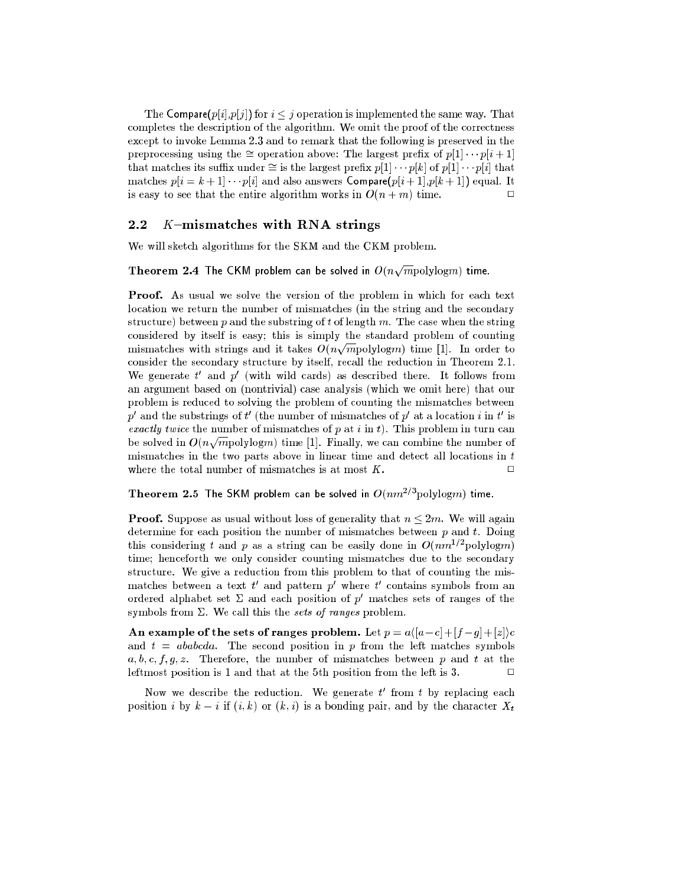The Compare($p[i]$,$p[j]$) for $i \leq j$ operation is implemented the same way. That completes the description of the algorithm. We omit the proof of the correctness except to invoke Lemma 2.3 and to remark that the following is preserved in the preprocessing using the $\cong$ operation above: The largest prefix of $p[1]\cdots p[i+1]$ that matches its suffix under $\cong$ is the largest prefix $p[1]\cdots p[k]$ of $p[1]\cdots p[i]$ that matches $p[i=k+1]\cdots p[i]$ and also answers Compare($p[i+1]$,$p[k+1]$) equal. It is easy to see that the entire algorithm works in $O(n+m)$ time. □

## 2.2 $K$–mismatches with RNA strings

We will sketch algorithms for the SKM and the CKM problem.

**Theorem 2.4** The CKM problem can be solved in $O(n\sqrt{m}\text{polylog}m)$ time.

**Proof.** As usual we solve the version of the problem in which for each text location we return the number of mismatches (in the string and the secondary structure) between $p$ and the substring of $t$ of length $m$. The case when the string considered by itself is easy; this is simply the standard problem of counting mismatches with strings and it takes $O(n\sqrt{m}\text{polylog}m)$ time [1]. In order to consider the secondary structure by itself, recall the reduction in Theorem 2.1. We generate $t'$ and $p'$ (with wild cards) as described there. It follows from an argument based on (nontrivial) case analysis (which we omit here) that our problem is reduced to solving the problem of counting the mismatches between $p'$ and the substrings of $t'$ (the number of mismatches of $p'$ at a location $i$ in $t'$ is *exactly twice* the number of mismatches of $p$ at $i$ in $t$). This problem in turn can be solved in $O(n\sqrt{m}\text{polylog}m)$ time [1]. Finally, we can combine the number of mismatches in the two parts above in linear time and detect all locations in $t$ where the total number of mismatches is at most $K$. □

**Theorem 2.5** The SKM problem can be solved in $O(nm^{2/3}\text{polylog}m)$ time.

**Proof.** Suppose as usual without loss of generality that $n \leq 2m$. We will again determine for each position the number of mismatches between $p$ and $t$. Doing this considering $t$ and $p$ as a string can be easily done in $O(nm^{1/2}\text{polylog}m)$ time; henceforth we only consider counting mismatches due to the secondary structure. We give a reduction from this problem to that of counting the mismatches between a text $t'$ and pattern $p'$ where $t'$ contains symbols from an ordered alphabet set $\Sigma$ and each position of $p'$ matches sets of ranges of the symbols from $\Sigma$. We call this the *sets of ranges* problem.

**An example of the sets of ranges problem.** Let $p = a\langle[a-c]+[f-g]+[z]\rangle c$ and $t = ababcda$. The second position in $p$ from the left matches symbols $a, b, c, f, g, z$. Therefore, the number of mismatches between $p$ and $t$ at the leftmost position is 1 and that at the 5th position from the left is 3. □

Now we describe the reduction. We generate $t'$ from $t$ by replacing each position $i$ by $k-i$ if $(i,k)$ or $(k,i)$ is a bonding pair, and by the character $X_t$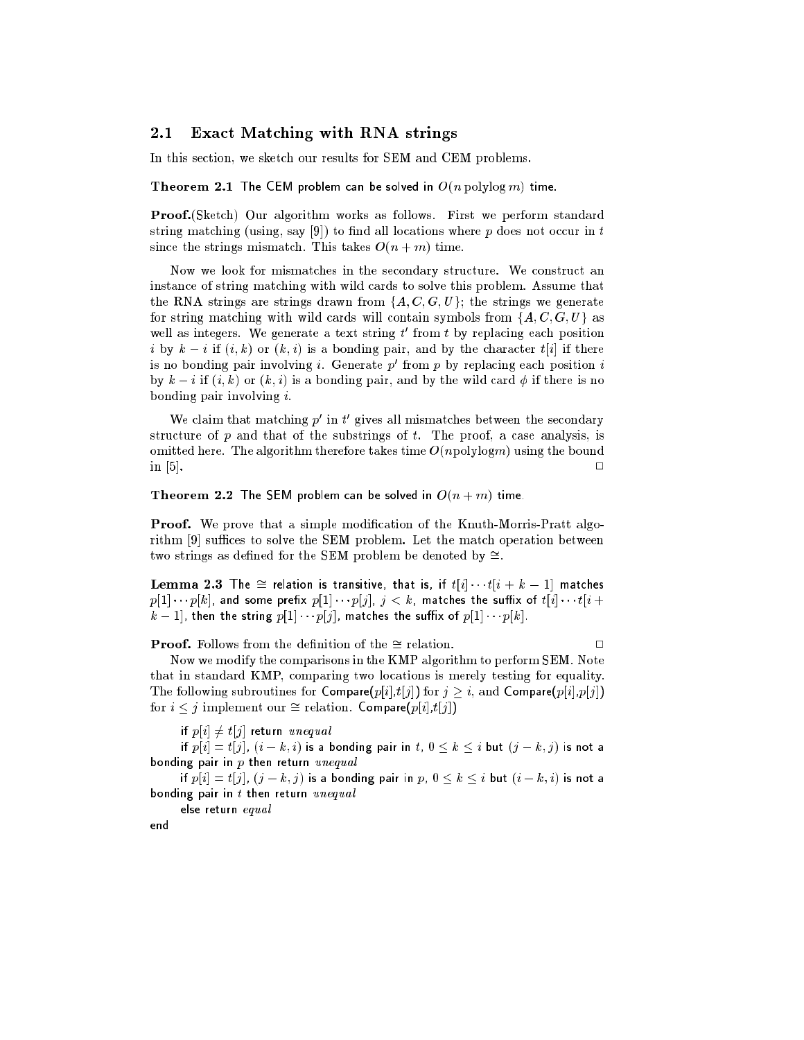## 2.1 Exact Matching with RNA strings

In this section, we sketch our results for SEM and CEM problems.

**Theorem 2.1** The CEM problem can be solved in $O(n \operatorname{polylog} m)$ time.

**Proof.**(Sketch) Our algorithm works as follows. First we perform standard string matching (using, say [9]) to find all locations where $p$ does not occur in $t$ since the strings mismatch. This takes $O(n+m)$ time.

Now we look for mismatches in the secondary structure. We construct an instance of string matching with wild cards to solve this problem. Assume that the RNA strings are strings drawn from $\{A, C, G, U\}$; the strings we generate for string matching with wild cards will contain symbols from $\{A, C, G, U\}$ as well as integers. We generate a text string $t'$ from $t$ by replacing each position $i$ by $k-i$ if $(i,k)$ or $(k,i)$ is a bonding pair, and by the character $t[i]$ if there is no bonding pair involving $i$. Generate $p'$ from $p$ by replacing each position $i$ by $k-i$ if $(i,k)$ or $(k,i)$ is a bonding pair, and by the wild card $\phi$ if there is no bonding pair involving $i$.

We claim that matching $p'$ in $t'$ gives all mismatches between the secondary structure of $p$ and that of the substrings of $t$. The proof, a case analysis, is omitted here. The algorithm therefore takes time $O(n \text{polylog} m)$ using the bound in [5]. $\Box$

**Theorem 2.2** The SEM problem can be solved in $O(n+m)$ time.

**Proof.** We prove that a simple modification of the Knuth-Morris-Pratt algorithm [9] suffices to solve the SEM problem. Let the match operation between two strings as defined for the SEM problem be denoted by $\cong$.

**Lemma 2.3** The $\cong$ relation is transitive, that is, if $t[i] \cdots t[i+k-1]$ matches $p[1] \cdots p[k]$, and some prefix $p[1] \cdots p[j]$, $j < k$, matches the suffix of $t[i] \cdots t[i+k-1]$, then the string $p[1] \cdots p[j]$, matches the suffix of $p[1] \cdots p[k]$.

**Proof.** Follows from the definition of the $\cong$ relation. $\Box$

Now we modify the comparisons in the KMP algorithm to perform SEM. Note that in standard KMP, comparing two locations is merely testing for equality. The following subroutines for Compare($p[i]$,$t[j]$) for $j \geq i$, and Compare($p[i]$,$p[j]$) for $i \leq j$ implement our $\cong$ relation. Compare($p[i]$,$t[j]$)

if $p[i] \neq t[j]$ return *unequal*

if $p[i] = t[j]$, $(i-k, i)$ is a bonding pair in $t$, $0 \leq k \leq i$ but $(j-k, j)$ is not a bonding pair in $p$ then return *unequal*

if $p[i] = t[j]$, $(j-k, j)$ is a bonding pair in $p$, $0 \leq k \leq i$ but $(i-k, i)$ is not a bonding pair in $t$ then return *unequal*

else return *equal*

end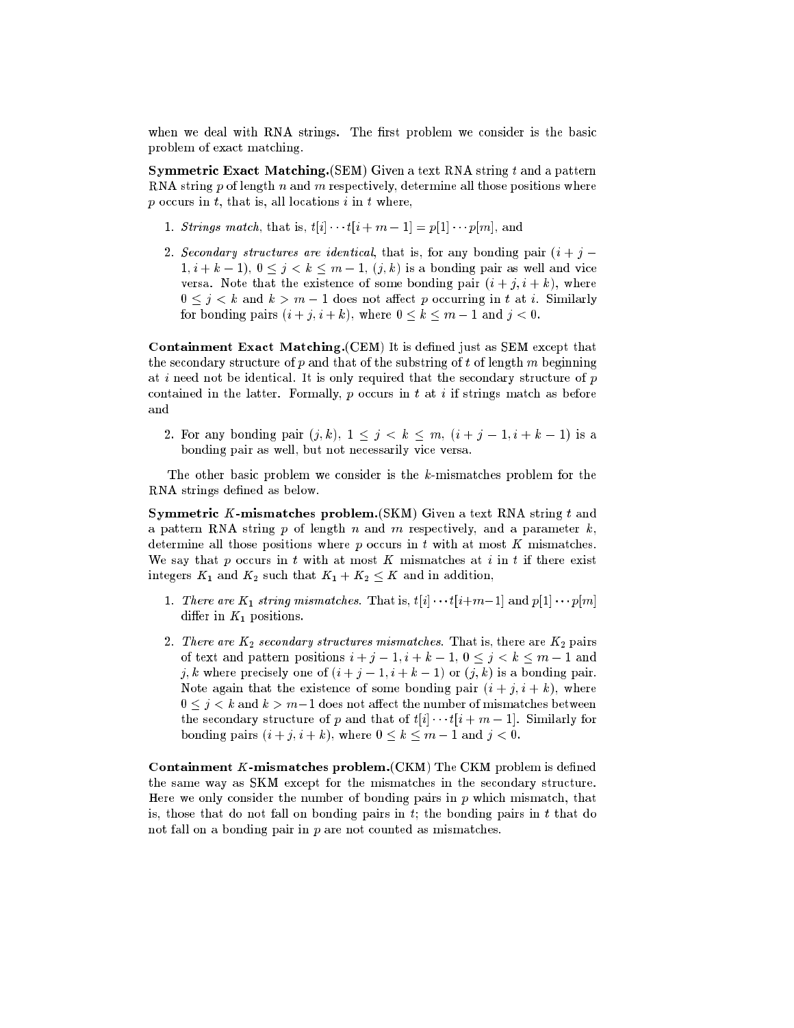when we deal with RNA strings. The first problem we consider is the basic problem of exact matching.

**Symmetric Exact Matching.**(SEM) Given a text RNA string $t$ and a pattern RNA string $p$ of length $n$ and $m$ respectively, determine all those positions where $p$ occurs in $t$, that is, all locations $i$ in $t$ where,

1. *Strings match*, that is, $t[i] \cdots t[i+m-1] = p[1] \cdots p[m]$, and
2. *Secondary structures are identical*, that is, for any bonding pair $(i+j-1, i+k-1)$, $0 \leq j < k \leq m-1$, $(j,k)$ is a bonding pair as well and vice versa. Note that the existence of some bonding pair $(i+j, i+k)$, where $0 \leq j < k$ and $k > m-1$ does not affect $p$ occurring in $t$ at $i$. Similarly for bonding pairs $(i+j, i+k)$, where $0 \leq k \leq m-1$ and $j < 0$.

**Containment Exact Matching.**(CEM) It is defined just as SEM except that the secondary structure of $p$ and that of the substring of $t$ of length $m$ beginning at $i$ need not be identical. It is only required that the secondary structure of $p$ contained in the latter. Formally, $p$ occurs in $t$ at $i$ if strings match as before and

2. For any bonding pair $(j,k)$, $1 \leq j < k \leq m$, $(i+j-1, i+k-1)$ is a bonding pair as well, but not necessarily vice versa.

The other basic problem we consider is the $k$-mismatches problem for the RNA strings defined as below.

**Symmetric $K$-mismatches problem.**(SKM) Given a text RNA string $t$ and a pattern RNA string $p$ of length $n$ and $m$ respectively, and a parameter $k$, determine all those positions where $p$ occurs in $t$ with at most $K$ mismatches. We say that $p$ occurs in $t$ with at most $K$ mismatches at $i$ in $t$ if there exist integers $K_1$ and $K_2$ such that $K_1 + K_2 \leq K$ and in addition,

1. *There are $K_1$ string mismatches.* That is, $t[i] \cdots t[i+m-1]$ and $p[1] \cdots p[m]$ differ in $K_1$ positions.
2. *There are $K_2$ secondary structures mismatches.* That is, there are $K_2$ pairs of text and pattern positions $i+j-1, i+k-1$, $0 \leq j < k \leq m-1$ and $j,k$ where precisely one of $(i+j-1, i+k-1)$ or $(j,k)$ is a bonding pair. Note again that the existence of some bonding pair $(i+j, i+k)$, where $0 \leq j < k$ and $k > m-1$ does not affect the number of mismatches between the secondary structure of $p$ and that of $t[i] \cdots t[i+m-1]$. Similarly for bonding pairs $(i+j, i+k)$, where $0 \leq k \leq m-1$ and $j < 0$.

**Containment $K$-mismatches problem.**(CKM) The CKM problem is defined the same way as SKM except for the mismatches in the secondary structure. Here we only consider the number of bonding pairs in $p$ which mismatch, that is, those that do not fall on bonding pairs in $t$; the bonding pairs in $t$ that do not fall on a bonding pair in $p$ are not counted as mismatches.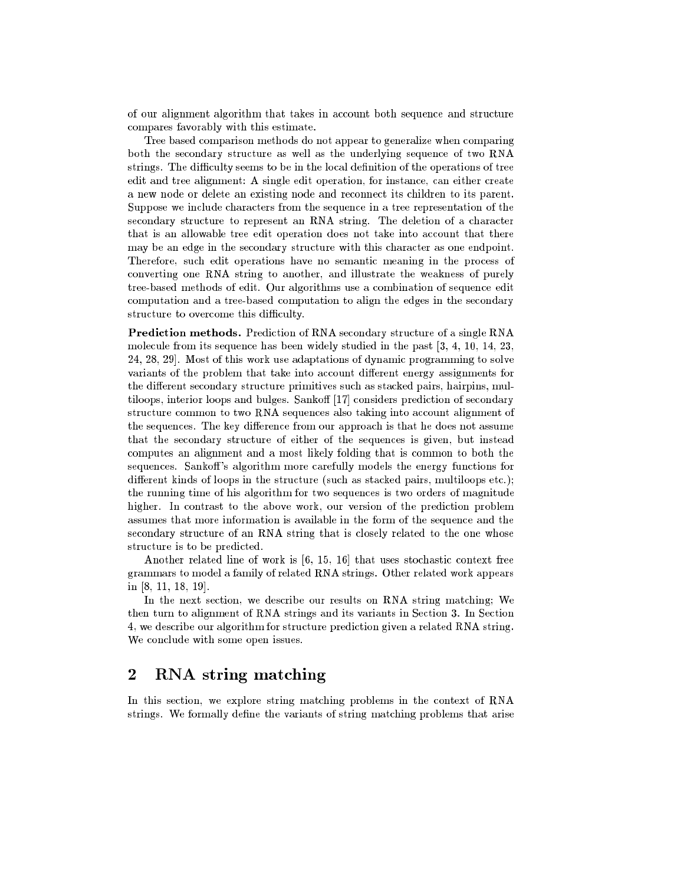of our alignment algorithm that takes in account both sequence and structure compares favorably with this estimate.

Tree based comparison methods do not appear to generalize when comparing both the secondary structure as well as the underlying sequence of two RNA strings. The difficulty seems to be in the local definition of the operations of tree edit and tree alignment: A single edit operation, for instance, can either create a new node or delete an existing node and reconnect its children to its parent. Suppose we include characters from the sequence in a tree representation of the secondary structure to represent an RNA string. The deletion of a character that is an allowable tree edit operation does not take into account that there may be an edge in the secondary structure with this character as one endpoint. Therefore, such edit operations have no semantic meaning in the process of converting one RNA string to another, and illustrate the weakness of purely tree-based methods of edit. Our algorithms use a combination of sequence edit computation and a tree-based computation to align the edges in the secondary structure to overcome this difficulty.

**Prediction methods.** Prediction of RNA secondary structure of a single RNA molecule from its sequence has been widely studied in the past [3, 4, 10, 14, 23, 24, 28, 29]. Most of this work use adaptations of dynamic programming to solve variants of the problem that take into account different energy assignments for the different secondary structure primitives such as stacked pairs, hairpins, multiloops, interior loops and bulges. Sankoff [17] considers prediction of secondary structure common to two RNA sequences also taking into account alignment of the sequences. The key difference from our approach is that he does not assume that the secondary structure of either of the sequences is given, but instead computes an alignment and a most likely folding that is common to both the sequences. Sankoff's algorithm more carefully models the energy functions for different kinds of loops in the structure (such as stacked pairs, multiloops etc.); the running time of his algorithm for two sequences is two orders of magnitude higher. In contrast to the above work, our version of the prediction problem assumes that more information is available in the form of the sequence and the secondary structure of an RNA string that is closely related to the one whose structure is to be predicted.

Another related line of work is [6, 15, 16] that uses stochastic context free grammars to model a family of related RNA strings. Other related work appears in [8, 11, 18, 19].

In the next section, we describe our results on RNA string matching; We then turn to alignment of RNA strings and its variants in Section 3. In Section 4, we describe our algorithm for structure prediction given a related RNA string. We conclude with some open issues.

## 2 RNA string matching

In this section, we explore string matching problems in the context of RNA strings. We formally define the variants of string matching problems that arise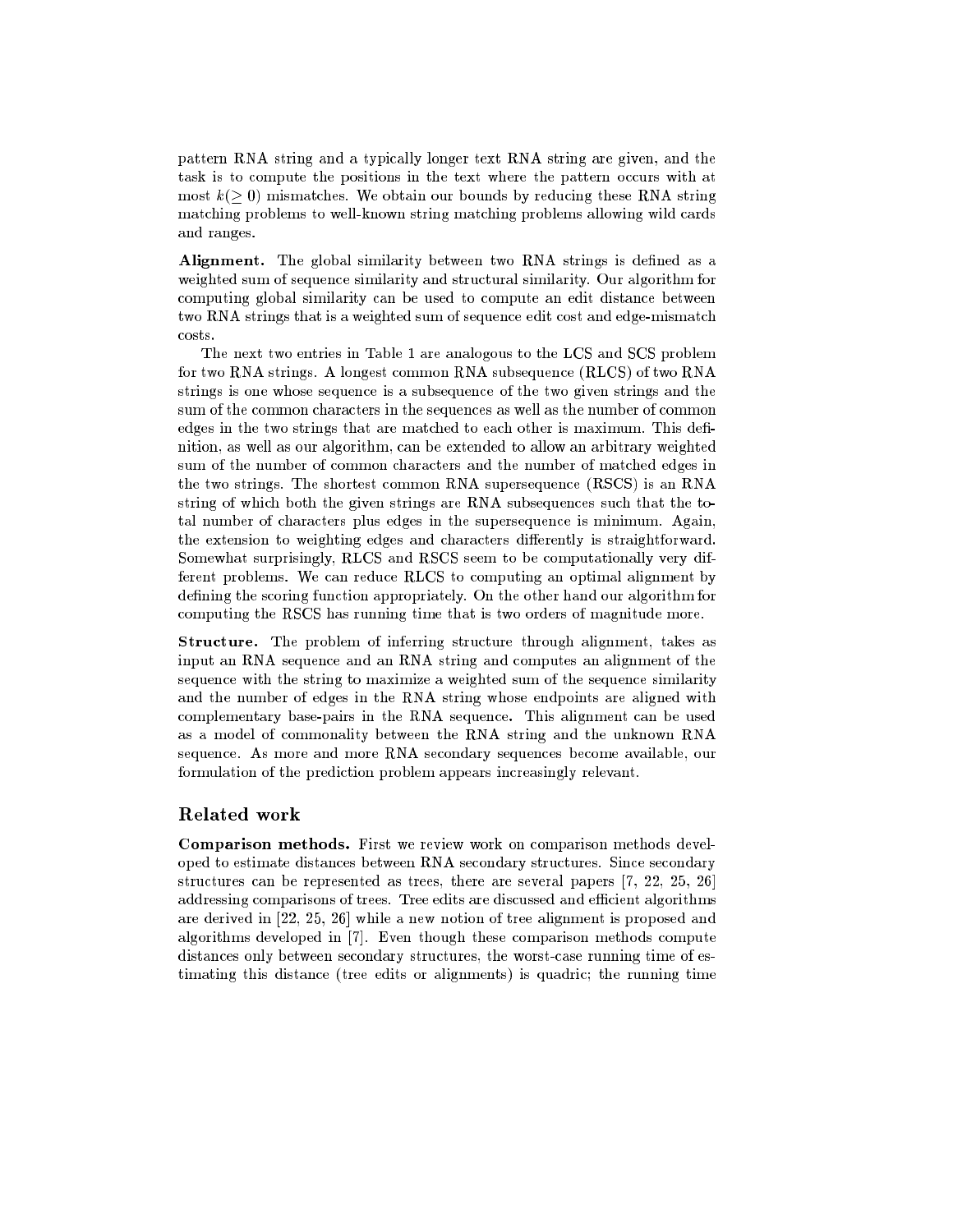pattern RNA string and a typically longer text RNA string are given, and the task is to compute the positions in the text where the pattern occurs with at most $k (\geq 0)$ mismatches. We obtain our bounds by reducing these RNA string matching problems to well-known string matching problems allowing wild cards and ranges.

**Alignment.** The global similarity between two RNA strings is defined as a weighted sum of sequence similarity and structural similarity. Our algorithm for computing global similarity can be used to compute an edit distance between two RNA strings that is a weighted sum of sequence edit cost and edge-mismatch costs.

The next two entries in Table 1 are analogous to the LCS and SCS problem for two RNA strings. A longest common RNA subsequence (RLCS) of two RNA strings is one whose sequence is a subsequence of the two given strings and the sum of the common characters in the sequences as well as the number of common edges in the two strings that are matched to each other is maximum. This definition, as well as our algorithm, can be extended to allow an arbitrary weighted sum of the number of common characters and the number of matched edges in the two strings. The shortest common RNA supersequence (RSCS) is an RNA string of which both the given strings are RNA subsequences such that the total number of characters plus edges in the supersequence is minimum. Again, the extension to weighting edges and characters differently is straightforward. Somewhat surprisingly, RLCS and RSCS seem to be computationally very different problems. We can reduce RLCS to computing an optimal alignment by defining the scoring function appropriately. On the other hand our algorithm for computing the RSCS has running time that is two orders of magnitude more.

**Structure.** The problem of inferring structure through alignment, takes as input an RNA sequence and an RNA string and computes an alignment of the sequence with the string to maximize a weighted sum of the sequence similarity and the number of edges in the RNA string whose endpoints are aligned with complementary base-pairs in the RNA sequence. This alignment can be used as a model of commonality between the RNA string and the unknown RNA sequence. As more and more RNA secondary sequences become available, our formulation of the prediction problem appears increasingly relevant.

## Related work

**Comparison methods.** First we review work on comparison methods developed to estimate distances between RNA secondary structures. Since secondary structures can be represented as trees, there are several papers [7, 22, 25, 26] addressing comparisons of trees. Tree edits are discussed and efficient algorithms are derived in [22, 25, 26] while a new notion of tree alignment is proposed and algorithms developed in [7]. Even though these comparison methods compute distances only between secondary structures, the worst-case running time of estimating this distance (tree edits or alignments) is quadric; the running time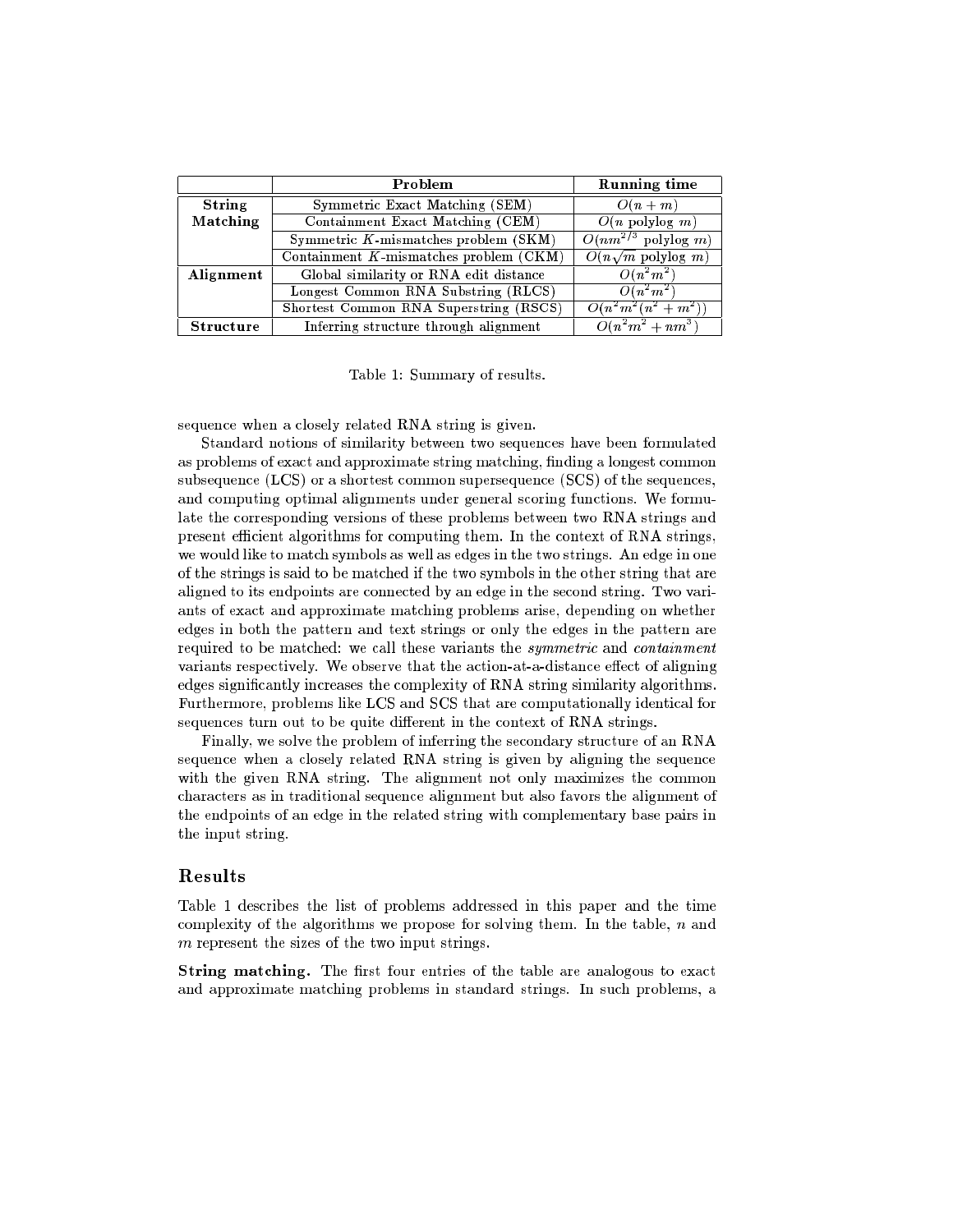| | Problem | Running time |
|---|---|---|
| **String Matching** | Symmetric Exact Matching (SEM) | $O(n+m)$ |
| | Containment Exact Matching (CEM) | $O(n \text{ polylog } m)$ |
| | Symmetric $K$-mismatches problem (SKM) | $O(nm^{2/3} \text{ polylog } m)$ |
| | Containment $K$-mismatches problem (CKM) | $O(n\sqrt{m} \text{ polylog } m)$ |
| **Alignment** | Global similarity or RNA edit distance | $O(n^2m^2)$ |
| | Longest Common RNA Substring (RLCS) | $O(n^2m^2)$ |
| | Shortest Common RNA Superstring (RSCS) | $O(n^2m^2(n^2+m^2))$ |
| **Structure** | Inferring structure through alignment | $O(n^2m^2+nm^3)$ |

Table 1: Summary of results.

sequence when a closely related RNA string is given.

Standard notions of similarity between two sequences have been formulated as problems of exact and approximate string matching, finding a longest common subsequence (LCS) or a shortest common supersequence (SCS) of the sequences, and computing optimal alignments under general scoring functions. We formulate the corresponding versions of these problems between two RNA strings and present efficient algorithms for computing them. In the context of RNA strings, we would like to match symbols as well as edges in the two strings. An edge in one of the strings is said to be matched if the two symbols in the other string that are aligned to its endpoints are connected by an edge in the second string. Two variants of exact and approximate matching problems arise, depending on whether edges in both the pattern and text strings or only the edges in the pattern are required to be matched: we call these variants the *symmetric* and *containment* variants respectively. We observe that the action-at-a-distance effect of aligning edges significantly increases the complexity of RNA string similarity algorithms. Furthermore, problems like LCS and SCS that are computationally identical for sequences turn out to be quite different in the context of RNA strings.

Finally, we solve the problem of inferring the secondary structure of an RNA sequence when a closely related RNA string is given by aligning the sequence with the given RNA string. The alignment not only maximizes the common characters as in traditional sequence alignment but also favors the alignment of the endpoints of an edge in the related string with complementary base pairs in the input string.

## Results

Table 1 describes the list of problems addressed in this paper and the time complexity of the algorithms we propose for solving them. In the table, $n$ and $m$ represent the sizes of the two input strings.

**String matching.** The first four entries of the table are analogous to exact and approximate matching problems in standard strings. In such problems, a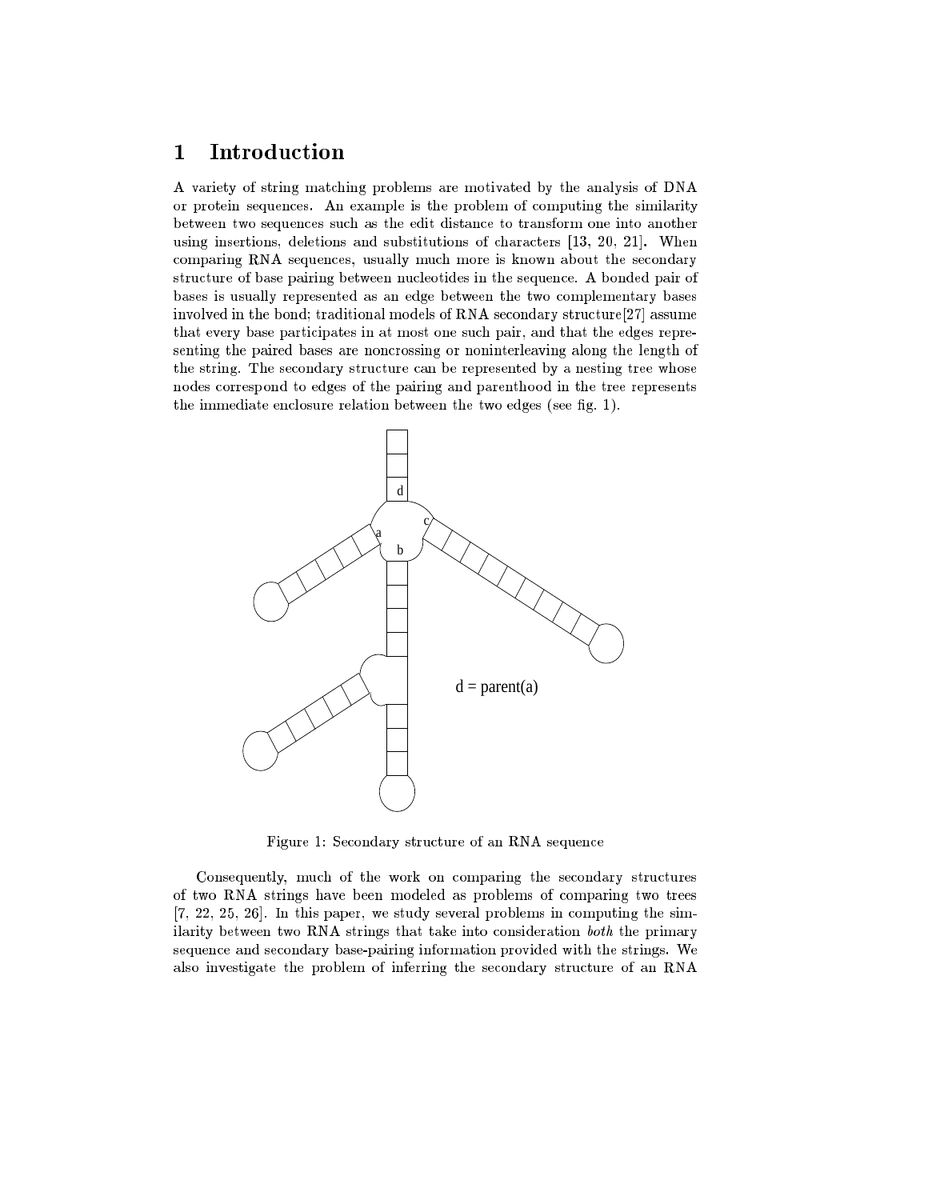# 1 Introduction

A variety of string matching problems are motivated by the analysis of DNA or protein sequences. An example is the problem of computing the similarity between two sequences such as the edit distance to transform one into another using insertions, deletions and substitutions of characters [13, 20, 21]. When comparing RNA sequences, usually much more is known about the secondary structure of base pairing between nucleotides in the sequence. A bonded pair of bases is usually represented as an edge between the two complementary bases involved in the bond; traditional models of RNA secondary structure[27] assume that every base participates in at most one such pair, and that the edges representing the paired bases are noncrossing or noninterleaving along the length of the string. The secondary structure can be represented by a nesting tree whose nodes correspond to edges of the pairing and parenthood in the tree represents the immediate enclosure relation between the two edges (see fig. 1).

Figure 1: Secondary structure of an RNA sequence

Consequently, much of the work on comparing the secondary structures of two RNA strings have been modeled as problems of comparing two trees [7, 22, 25, 26]. In this paper, we study several problems in computing the similarity between two RNA strings that take into consideration *both* the primary sequence and secondary base-pairing information provided with the strings. We also investigate the problem of inferring the secondary structure of an RNA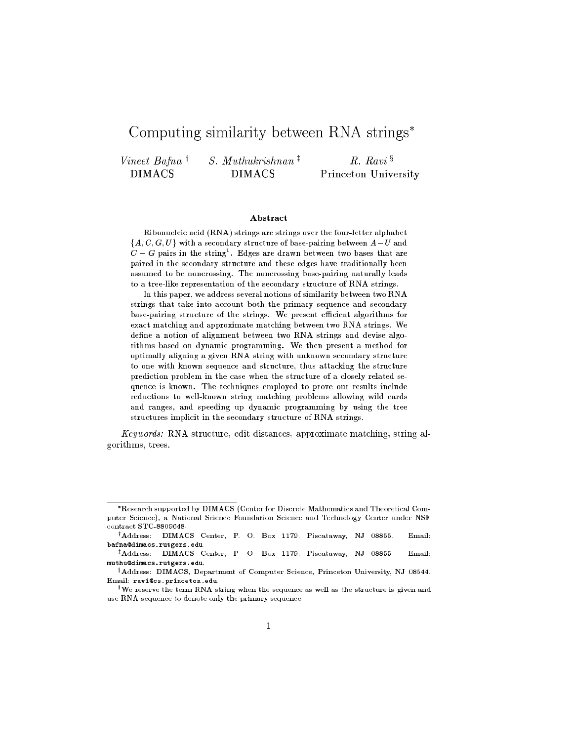# Computing similarity between RNA strings*

*Vineet Bafna* [†] DIMACS &nbsp;&nbsp;&nbsp; *S. Muthukrishnan* [‡] DIMACS &nbsp;&nbsp;&nbsp; *R. Ravi* [§] Princeton University

### Abstract

Ribonucleic acid (RNA) strings are strings over the four-letter alphabet $\{A, C, G, U\}$ with a secondary structure of base-pairing between $A-U$ and $C-G$ pairs in the string[1]. Edges are drawn between two bases that are paired in the secondary structure and these edges have traditionally been assumed to be noncrossing. The noncrossing base-pairing naturally leads to a tree-like representation of the secondary structure of RNA strings.

In this paper, we address several notions of similarity between two RNA strings that take into account both the primary sequence and secondary base-pairing structure of the strings. We present efficient algorithms for exact matching and approximate matching between two RNA strings. We define a notion of alignment between two RNA strings and devise algorithms based on dynamic programming. We then present a method for optimally aligning a given RNA string with unknown secondary structure to one with known sequence and structure, thus attacking the structure prediction problem in the case when the structure of a closely related sequence is known. The techniques employed to prove our results include reductions to well-known string matching problems allowing wild cards and ranges, and speeding up dynamic programming by using the tree structures implicit in the secondary structure of RNA strings.

*Keywords:* RNA structure, edit distances, approximate matching, string algorithms, trees.

---

*Research supported by DIMACS (Center for Discrete Mathematics and Theoretical Computer Science), a National Science Foundation Science and Technology Center under NSF contract STC-8809648.

[†]Address: DIMACS Center, P. O. Box 1179, Piscataway, NJ 08855. Email: `bafna@dimacs.rutgers.edu`.

[‡]Address: DIMACS Center, P. O. Box 1179, Piscataway, NJ 08855. Email: `muthu@dimacs.rutgers.edu`.

[§]Address: DIMACS, Department of Computer Science, Princeton University, NJ 08544. Email: `ravi@cs.princeton.edu`.

[1]We reserve the term RNA string when the sequence as well as the structure is given and use RNA sequence to denote only the primary sequence.